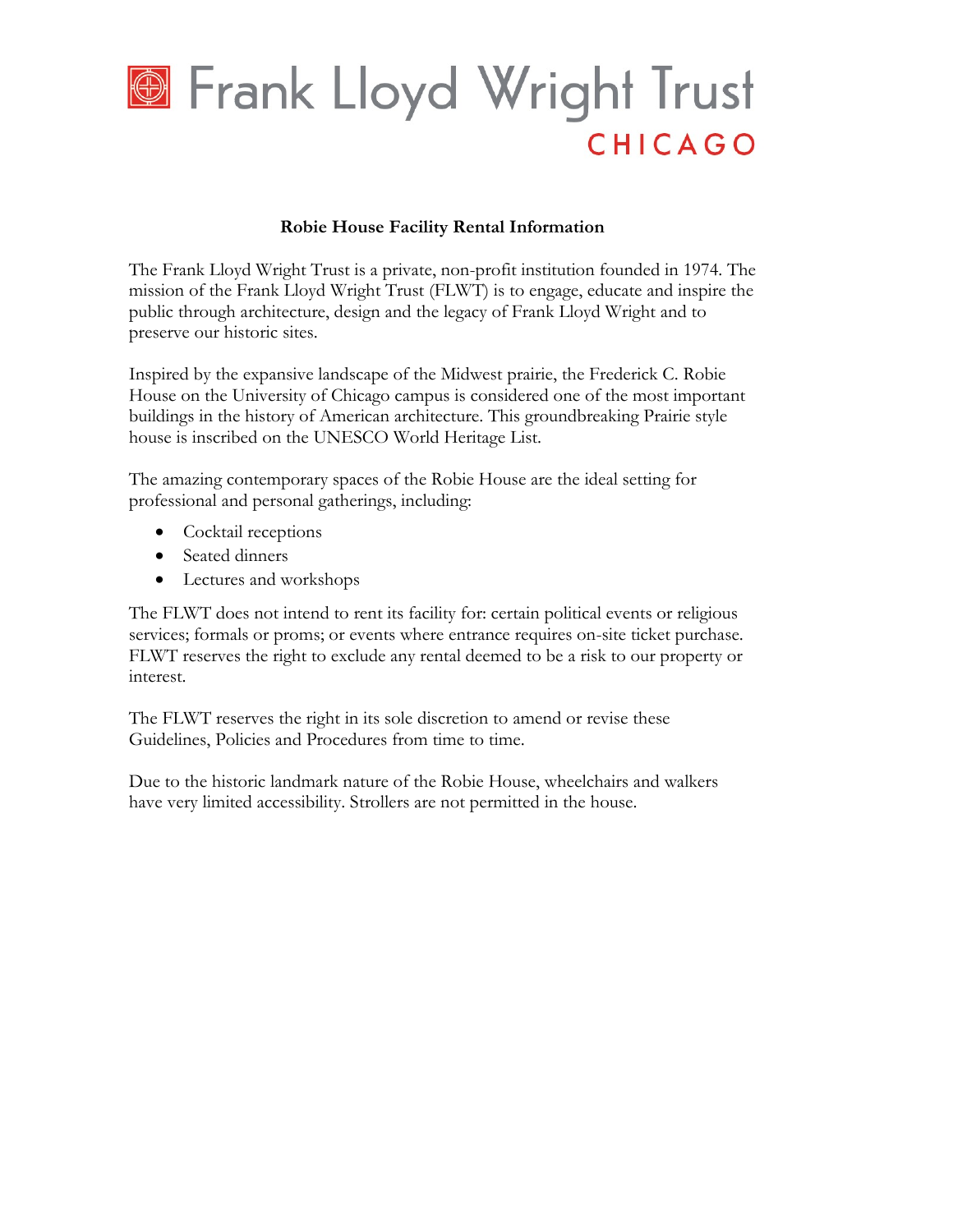# Frank Lloyd Wright Trust
CHICAGO

## Robie House Facility Rental Information

The Frank Lloyd Wright Trust is a private, non-profit institution founded in 1974. The mission of the Frank Lloyd Wright Trust (FLWT) is to engage, educate and inspire the public through architecture, design and the legacy of Frank Lloyd Wright and to preserve our historic sites.

Inspired by the expansive landscape of the Midwest prairie, the Frederick C. Robie House on the University of Chicago campus is considered one of the most important buildings in the history of American architecture. This groundbreaking Prairie style house is inscribed on the UNESCO World Heritage List.

The amazing contemporary spaces of the Robie House are the ideal setting for professional and personal gatherings, including:

- Cocktail receptions
- Seated dinners
- Lectures and workshops

The FLWT does not intend to rent its facility for: certain political events or religious services; formals or proms; or events where entrance requires on-site ticket purchase. FLWT reserves the right to exclude any rental deemed to be a risk to our property or interest.

The FLWT reserves the right in its sole discretion to amend or revise these Guidelines, Policies and Procedures from time to time.

Due to the historic landmark nature of the Robie House, wheelchairs and walkers have very limited accessibility. Strollers are not permitted in the house.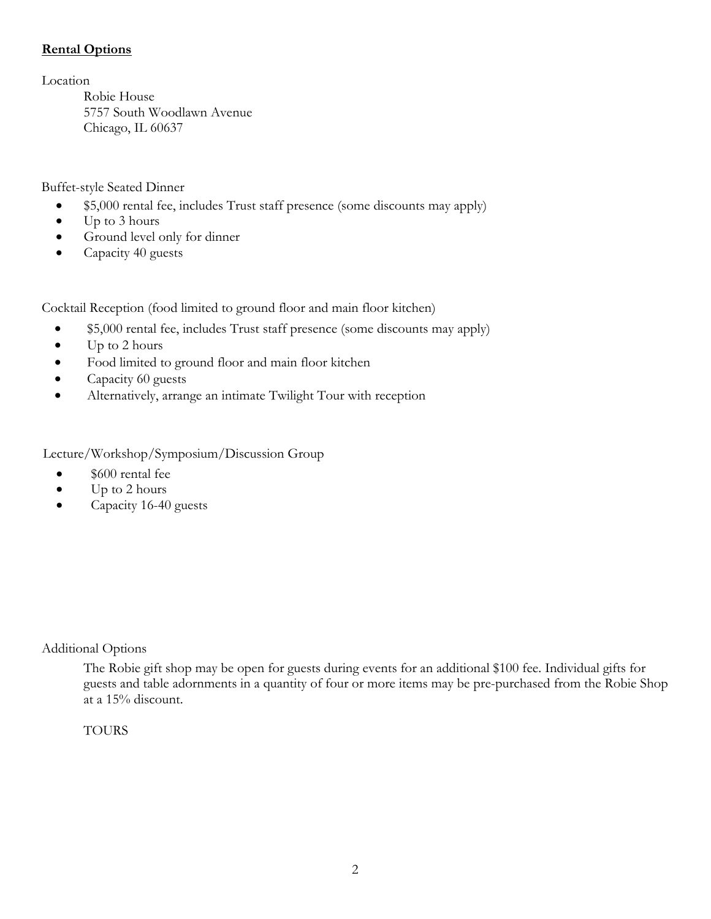**Rental Options**

Location

Robie House
5757 South Woodlawn Avenue
Chicago, IL 60637

Buffet-style Seated Dinner

- $5,000 rental fee, includes Trust staff presence (some discounts may apply)
- Up to 3 hours
- Ground level only for dinner
- Capacity 40 guests

Cocktail Reception (food limited to ground floor and main floor kitchen)

- $5,000 rental fee, includes Trust staff presence (some discounts may apply)
- Up to 2 hours
- Food limited to ground floor and main floor kitchen
- Capacity 60 guests
- Alternatively, arrange an intimate Twilight Tour with reception

Lecture/Workshop/Symposium/Discussion Group

- $600 rental fee
- Up to 2 hours
- Capacity 16-40 guests

Additional Options

The Robie gift shop may be open for guests during events for an additional $100 fee. Individual gifts for guests and table adornments in a quantity of four or more items may be pre-purchased from the Robie Shop at a 15% discount.

TOURS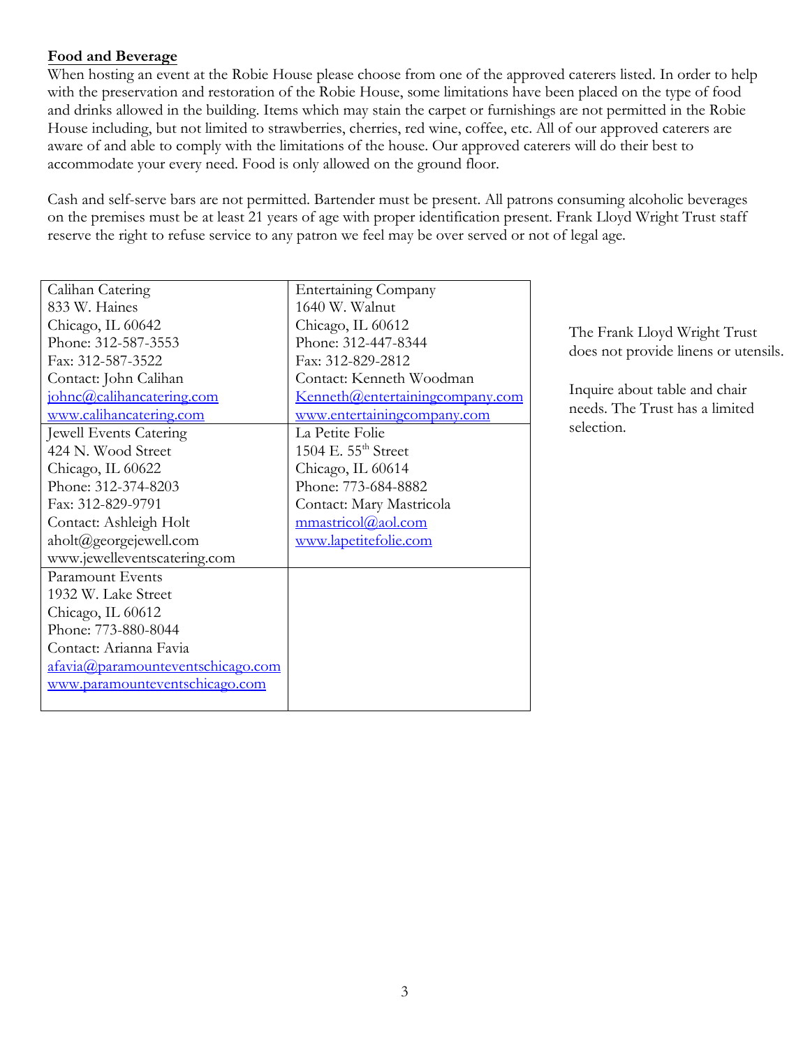**Food and Beverage**

When hosting an event at the Robie House please choose from one of the approved caterers listed. In order to help with the preservation and restoration of the Robie House, some limitations have been placed on the type of food and drinks allowed in the building. Items which may stain the carpet or furnishings are not permitted in the Robie House including, but not limited to strawberries, cherries, red wine, coffee, etc. All of our approved caterers are aware of and able to comply with the limitations of the house. Our approved caterers will do their best to accommodate your every need. Food is only allowed on the ground floor.

Cash and self-serve bars are not permitted. Bartender must be present. All patrons consuming alcoholic beverages on the premises must be at least 21 years of age with proper identification present. Frank Lloyd Wright Trust staff reserve the right to refuse service to any patron we feel may be over served or not of legal age.

| | |
|---|---|
| Calihan Catering<br>833 W. Haines<br>Chicago, IL 60642<br>Phone: 312-587-3553<br>Fax: 312-587-3522<br>Contact: John Calihan<br>johnc@calihancatering.com<br>www.calihancatering.com | Entertaining Company<br>1640 W. Walnut<br>Chicago, IL 60612<br>Phone: 312-447-8344<br>Fax: 312-829-2812<br>Contact: Kenneth Woodman<br>Kenneth@entertainingcompany.com<br>www.entertainingcompany.com |
| Jewell Events Catering<br>424 N. Wood Street<br>Chicago, IL 60622<br>Phone: 312-374-8203<br>Fax: 312-829-9791<br>Contact: Ashleigh Holt<br>aholt@georgejewell.com<br>www.jewelleventscatering.com | La Petite Folie<br>1504 E. 55th Street<br>Chicago, IL 60614<br>Phone: 773-684-8882<br>Contact: Mary Mastricola<br>mmastricol@aol.com<br>www.lapetitefolie.com |
| Paramount Events<br>1932 W. Lake Street<br>Chicago, IL 60612<br>Phone: 773-880-8044<br>Contact: Arianna Favia<br>afavia@paramounteventschicago.com<br>www.paramounteventschicago.com | |

The Frank Lloyd Wright Trust does not provide linens or utensils.

Inquire about table and chair needs. The Trust has a limited selection.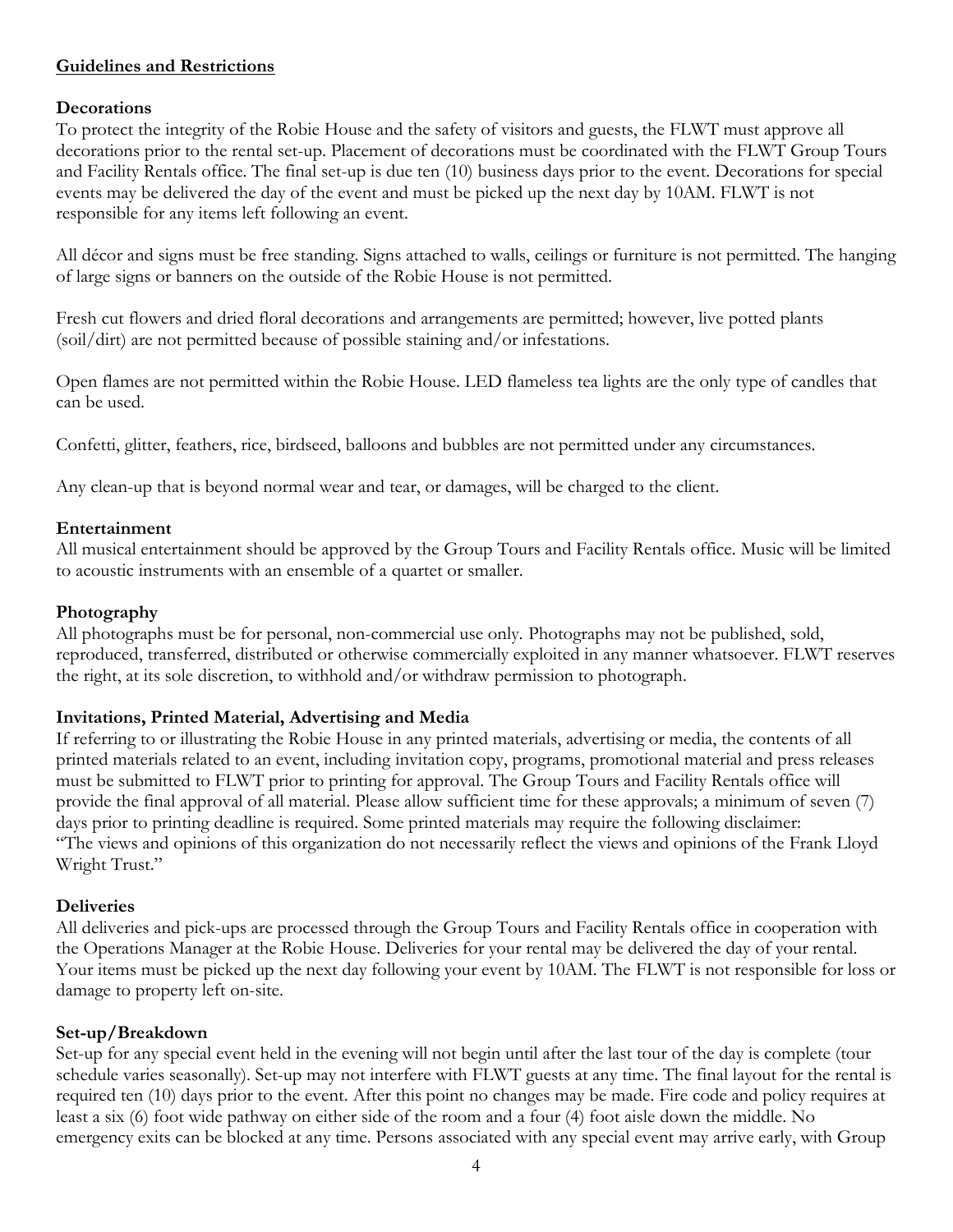## Guidelines and Restrictions

### Decorations

To protect the integrity of the Robie House and the safety of visitors and guests, the FLWT must approve all decorations prior to the rental set-up. Placement of decorations must be coordinated with the FLWT Group Tours and Facility Rentals office. The final set-up is due ten (10) business days prior to the event. Decorations for special events may be delivered the day of the event and must be picked up the next day by 10AM. FLWT is not responsible for any items left following an event.

All décor and signs must be free standing. Signs attached to walls, ceilings or furniture is not permitted. The hanging of large signs or banners on the outside of the Robie House is not permitted.

Fresh cut flowers and dried floral decorations and arrangements are permitted; however, live potted plants (soil/dirt) are not permitted because of possible staining and/or infestations.

Open flames are not permitted within the Robie House. LED flameless tea lights are the only type of candles that can be used.

Confetti, glitter, feathers, rice, birdseed, balloons and bubbles are not permitted under any circumstances.

Any clean-up that is beyond normal wear and tear, or damages, will be charged to the client.

### Entertainment

All musical entertainment should be approved by the Group Tours and Facility Rentals office. Music will be limited to acoustic instruments with an ensemble of a quartet or smaller.

### Photography

All photographs must be for personal, non-commercial use only. Photographs may not be published, sold, reproduced, transferred, distributed or otherwise commercially exploited in any manner whatsoever. FLWT reserves the right, at its sole discretion, to withhold and/or withdraw permission to photograph.

### Invitations, Printed Material, Advertising and Media

If referring to or illustrating the Robie House in any printed materials, advertising or media, the contents of all printed materials related to an event, including invitation copy, programs, promotional material and press releases must be submitted to FLWT prior to printing for approval. The Group Tours and Facility Rentals office will provide the final approval of all material. Please allow sufficient time for these approvals; a minimum of seven (7) days prior to printing deadline is required. Some printed materials may require the following disclaimer: "The views and opinions of this organization do not necessarily reflect the views and opinions of the Frank Lloyd Wright Trust."

### Deliveries

All deliveries and pick-ups are processed through the Group Tours and Facility Rentals office in cooperation with the Operations Manager at the Robie House. Deliveries for your rental may be delivered the day of your rental. Your items must be picked up the next day following your event by 10AM. The FLWT is not responsible for loss or damage to property left on-site.

### Set-up/Breakdown

Set-up for any special event held in the evening will not begin until after the last tour of the day is complete (tour schedule varies seasonally). Set-up may not interfere with FLWT guests at any time. The final layout for the rental is required ten (10) days prior to the event. After this point no changes may be made. Fire code and policy requires at least a six (6) foot wide pathway on either side of the room and a four (4) foot aisle down the middle. No emergency exits can be blocked at any time. Persons associated with any special event may arrive early, with Group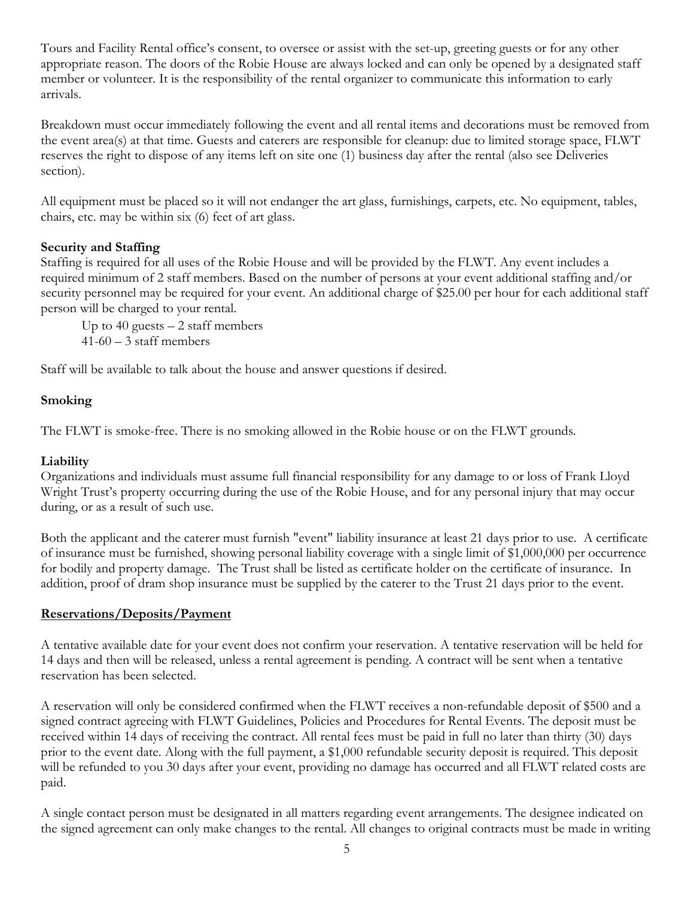Tours and Facility Rental office's consent, to oversee or assist with the set-up, greeting guests or for any other appropriate reason. The doors of the Robie House are always locked and can only be opened by a designated staff member or volunteer. It is the responsibility of the rental organizer to communicate this information to early arrivals.

Breakdown must occur immediately following the event and all rental items and decorations must be removed from the event area(s) at that time. Guests and caterers are responsible for cleanup: due to limited storage space, FLWT reserves the right to dispose of any items left on site one (1) business day after the rental (also see Deliveries section).

All equipment must be placed so it will not endanger the art glass, furnishings, carpets, etc. No equipment, tables, chairs, etc. may be within six (6) feet of art glass.

**Security and Staffing**

Staffing is required for all uses of the Robie House and will be provided by the FLWT. Any event includes a required minimum of 2 staff members. Based on the number of persons at your event additional staffing and/or security personnel may be required for your event. An additional charge of $25.00 per hour for each additional staff person will be charged to your rental.

Up to 40 guests – 2 staff members
41-60 – 3 staff members

Staff will be available to talk about the house and answer questions if desired.

**Smoking**

The FLWT is smoke-free. There is no smoking allowed in the Robie house or on the FLWT grounds.

**Liability**

Organizations and individuals must assume full financial responsibility for any damage to or loss of Frank Lloyd Wright Trust's property occurring during the use of the Robie House, and for any personal injury that may occur during, or as a result of such use.

Both the applicant and the caterer must furnish "event" liability insurance at least 21 days prior to use. A certificate of insurance must be furnished, showing personal liability coverage with a single limit of $1,000,000 per occurrence for bodily and property damage. The Trust shall be listed as certificate holder on the certificate of insurance. In addition, proof of dram shop insurance must be supplied by the caterer to the Trust 21 days prior to the event.

**Reservations/Deposits/Payment**

A tentative available date for your event does not confirm your reservation. A tentative reservation will be held for 14 days and then will be released, unless a rental agreement is pending. A contract will be sent when a tentative reservation has been selected.

A reservation will only be considered confirmed when the FLWT receives a non-refundable deposit of $500 and a signed contract agreeing with FLWT Guidelines, Policies and Procedures for Rental Events. The deposit must be received within 14 days of receiving the contract. All rental fees must be paid in full no later than thirty (30) days prior to the event date. Along with the full payment, a $1,000 refundable security deposit is required. This deposit will be refunded to you 30 days after your event, providing no damage has occurred and all FLWT related costs are paid.

A single contact person must be designated in all matters regarding event arrangements. The designee indicated on the signed agreement can only make changes to the rental. All changes to original contracts must be made in writing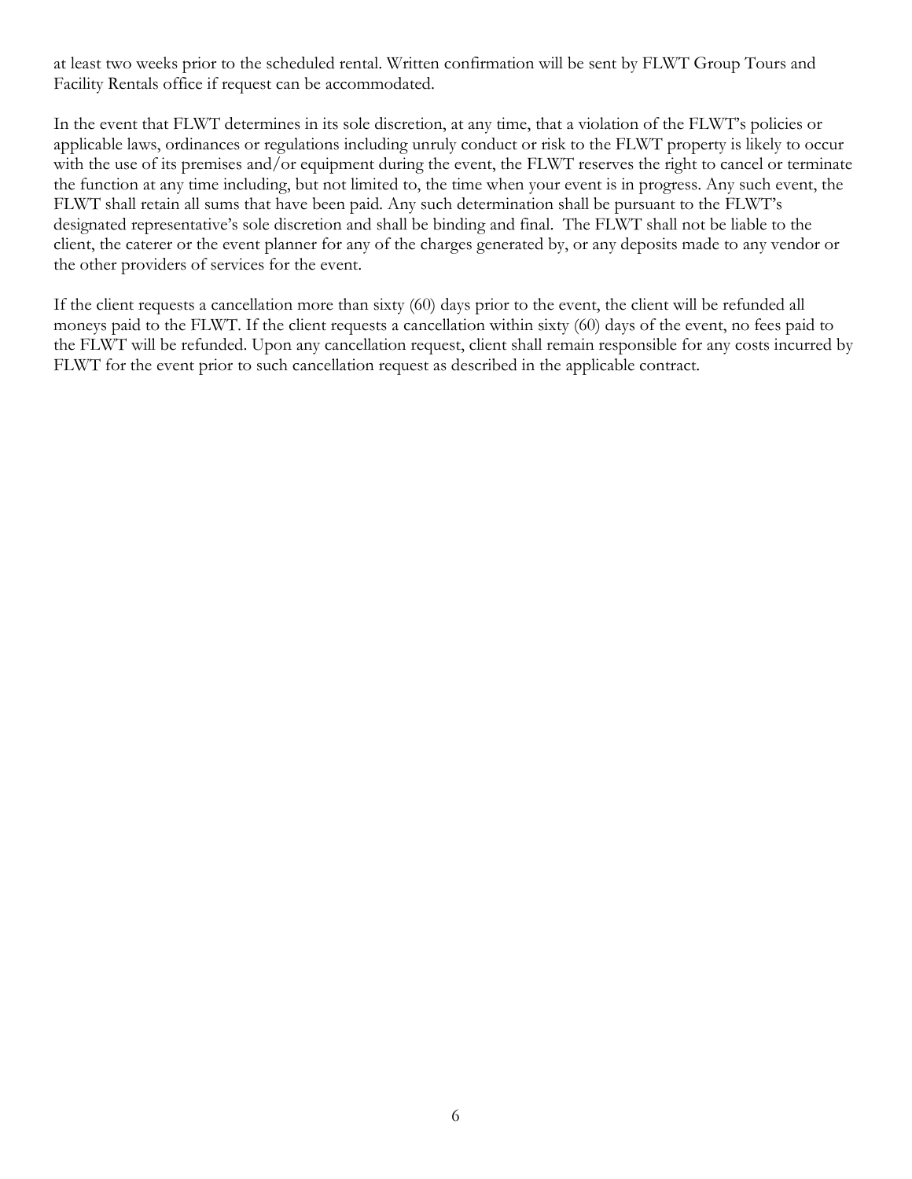at least two weeks prior to the scheduled rental. Written confirmation will be sent by FLWT Group Tours and Facility Rentals office if request can be accommodated.

In the event that FLWT determines in its sole discretion, at any time, that a violation of the FLWT's policies or applicable laws, ordinances or regulations including unruly conduct or risk to the FLWT property is likely to occur with the use of its premises and/or equipment during the event, the FLWT reserves the right to cancel or terminate the function at any time including, but not limited to, the time when your event is in progress. Any such event, the FLWT shall retain all sums that have been paid. Any such determination shall be pursuant to the FLWT's designated representative's sole discretion and shall be binding and final. The FLWT shall not be liable to the client, the caterer or the event planner for any of the charges generated by, or any deposits made to any vendor or the other providers of services for the event.

If the client requests a cancellation more than sixty (60) days prior to the event, the client will be refunded all moneys paid to the FLWT. If the client requests a cancellation within sixty (60) days of the event, no fees paid to the FLWT will be refunded. Upon any cancellation request, client shall remain responsible for any costs incurred by FLWT for the event prior to such cancellation request as described in the applicable contract.